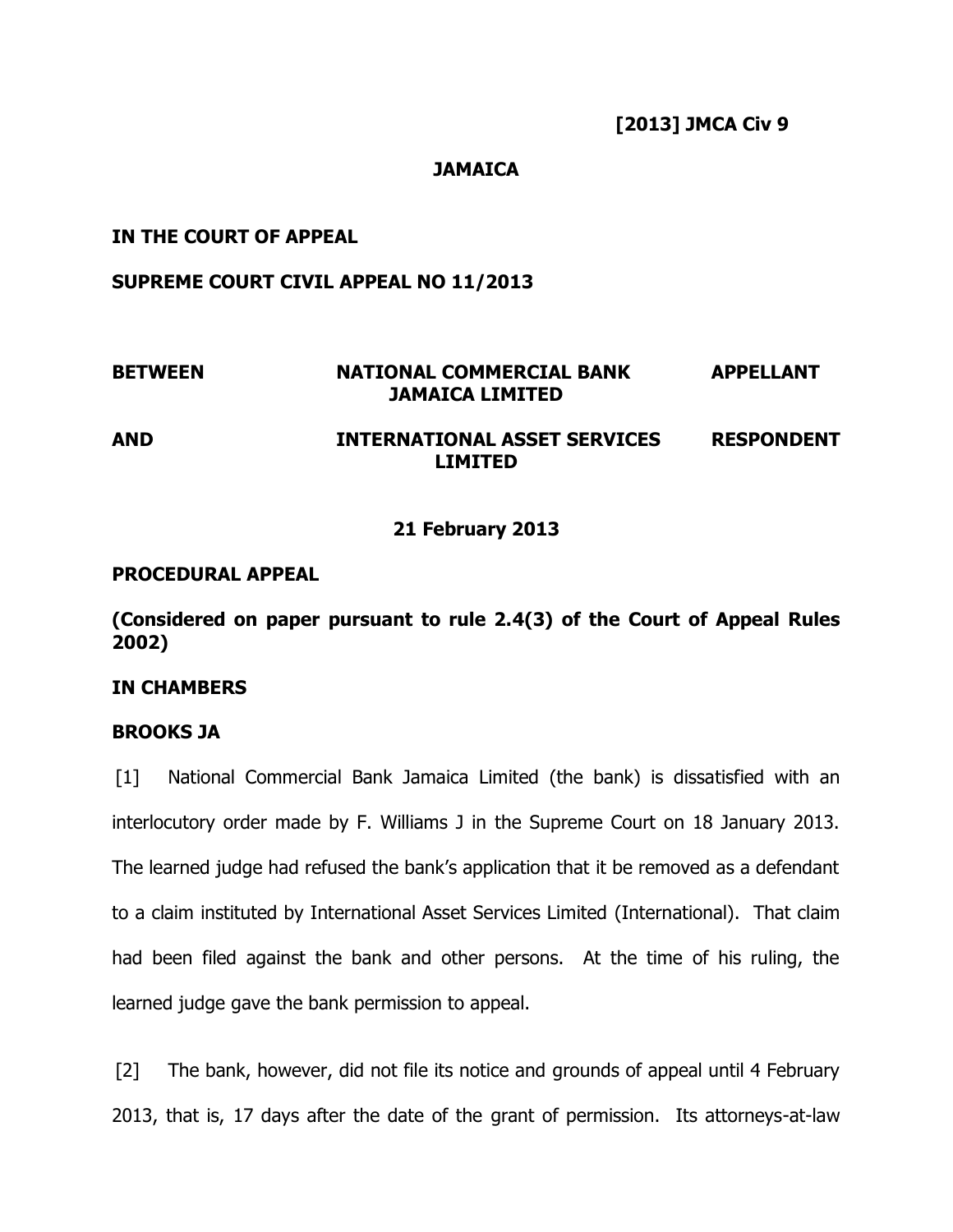**[2013] JMCA Civ 9**

**JAMAICA**

**IN THE COURT OF APPEAL**

**SUPREME COURT CIVIL APPEAL NO 11/2013**

| | | |
|---|---|---|
| **BETWEEN** | **NATIONAL COMMERCIAL BANK JAMAICA LIMITED** | **APPELLANT** |
| **AND** | **INTERNATIONAL ASSET SERVICES LIMITED** | **RESPONDENT** |

**21 February 2013**

**PROCEDURAL APPEAL**

**(Considered on paper pursuant to rule 2.4(3) of the Court of Appeal Rules 2002)**

**IN CHAMBERS**

**BROOKS JA**

[1] National Commercial Bank Jamaica Limited (the bank) is dissatisfied with an interlocutory order made by F. Williams J in the Supreme Court on 18 January 2013. The learned judge had refused the bank's application that it be removed as a defendant to a claim instituted by International Asset Services Limited (International). That claim had been filed against the bank and other persons. At the time of his ruling, the learned judge gave the bank permission to appeal.

[2] The bank, however, did not file its notice and grounds of appeal until 4 February 2013, that is, 17 days after the date of the grant of permission. Its attorneys-at-law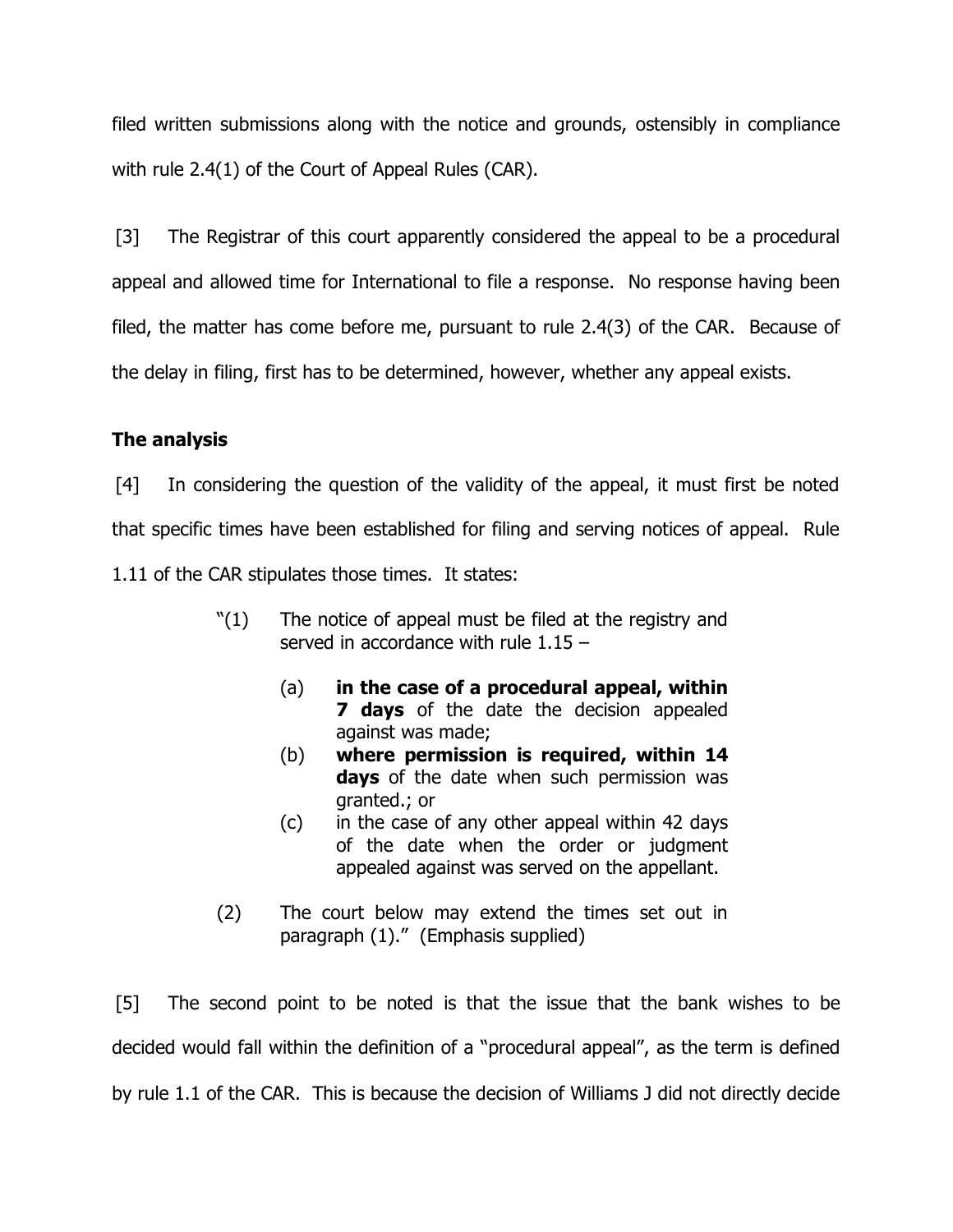filed written submissions along with the notice and grounds, ostensibly in compliance with rule 2.4(1) of the Court of Appeal Rules (CAR).

[3] The Registrar of this court apparently considered the appeal to be a procedural appeal and allowed time for International to file a response. No response having been filed, the matter has come before me, pursuant to rule 2.4(3) of the CAR. Because of the delay in filing, first has to be determined, however, whether any appeal exists.

**The analysis**

[4] In considering the question of the validity of the appeal, it must first be noted that specific times have been established for filing and serving notices of appeal. Rule 1.11 of the CAR stipulates those times. It states:

> "(1) The notice of appeal must be filed at the registry and served in accordance with rule 1.15 –
>
> (a) **in the case of a procedural appeal, within 7 days** of the date the decision appealed against was made;
>
> (b) **where permission is required, within 14 days** of the date when such permission was granted.; or
>
> (c) in the case of any other appeal within 42 days of the date when the order or judgment appealed against was served on the appellant.
>
> (2) The court below may extend the times set out in paragraph (1)." (Emphasis supplied)

[5] The second point to be noted is that the issue that the bank wishes to be decided would fall within the definition of a "procedural appeal", as the term is defined by rule 1.1 of the CAR. This is because the decision of Williams J did not directly decide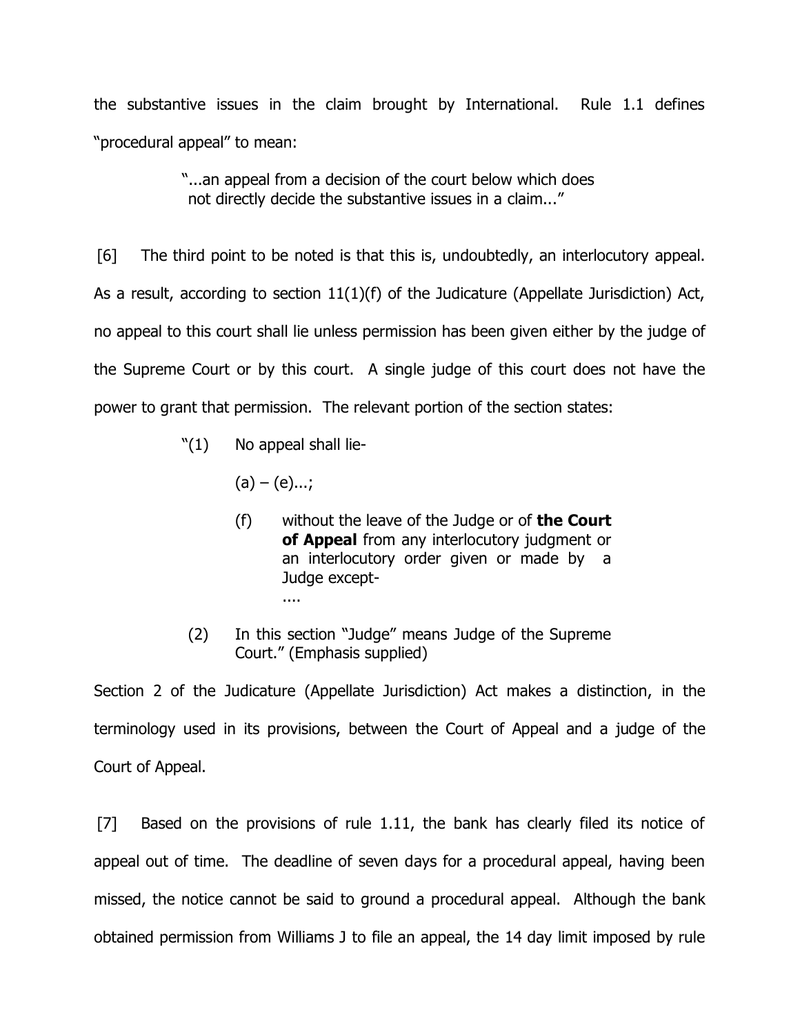the substantive issues in the claim brought by International. Rule 1.1 defines "procedural appeal" to mean:

> "...an appeal from a decision of the court below which does not directly decide the substantive issues in a claim..."

[6] The third point to be noted is that this is, undoubtedly, an interlocutory appeal. As a result, according to section 11(1)(f) of the Judicature (Appellate Jurisdiction) Act, no appeal to this court shall lie unless permission has been given either by the judge of the Supreme Court or by this court. A single judge of this court does not have the power to grant that permission. The relevant portion of the section states:

> "(1) No appeal shall lie-
>
> (a) – (e)...;
>
> (f) without the leave of the Judge or of **the Court of Appeal** from any interlocutory judgment or an interlocutory order given or made by a Judge except-
> ....
>
> (2) In this section "Judge" means Judge of the Supreme Court." (Emphasis supplied)

Section 2 of the Judicature (Appellate Jurisdiction) Act makes a distinction, in the terminology used in its provisions, between the Court of Appeal and a judge of the Court of Appeal.

[7] Based on the provisions of rule 1.11, the bank has clearly filed its notice of appeal out of time. The deadline of seven days for a procedural appeal, having been missed, the notice cannot be said to ground a procedural appeal. Although the bank obtained permission from Williams J to file an appeal, the 14 day limit imposed by rule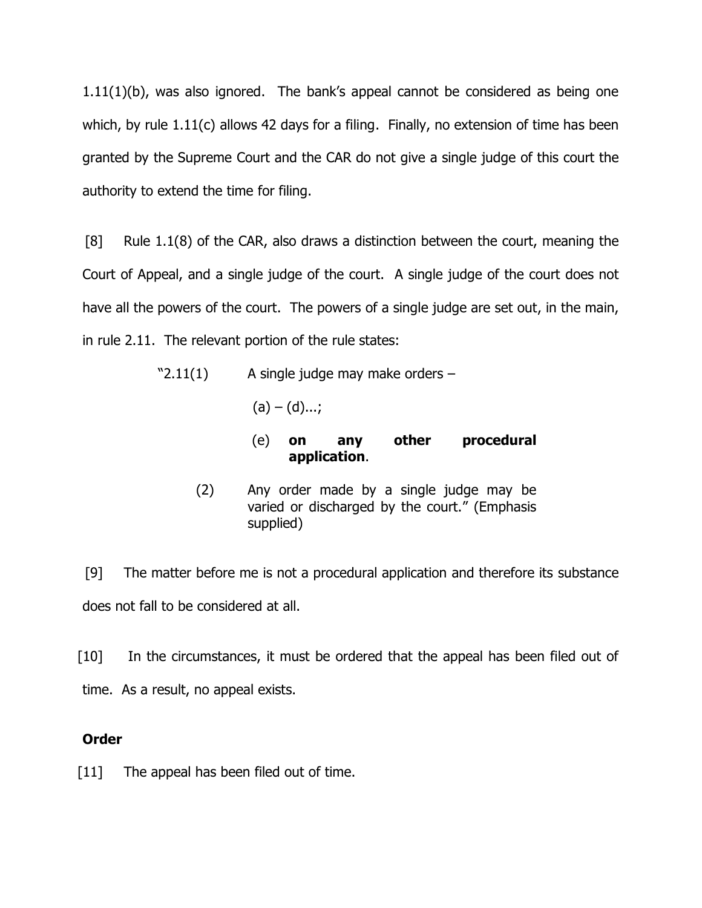1.11(1)(b), was also ignored. The bank's appeal cannot be considered as being one which, by rule 1.11(c) allows 42 days for a filing. Finally, no extension of time has been granted by the Supreme Court and the CAR do not give a single judge of this court the authority to extend the time for filing.

[8] Rule 1.1(8) of the CAR, also draws a distinction between the court, meaning the Court of Appeal, and a single judge of the court. A single judge of the court does not have all the powers of the court. The powers of a single judge are set out, in the main, in rule 2.11. The relevant portion of the rule states:

> "2.11(1) A single judge may make orders –
>
> (a) – (d)...;
>
> (e) **on any other procedural application**.
>
> (2) Any order made by a single judge may be varied or discharged by the court." (Emphasis supplied)

[9] The matter before me is not a procedural application and therefore its substance does not fall to be considered at all.

[10] In the circumstances, it must be ordered that the appeal has been filed out of time. As a result, no appeal exists.

## Order

[11] The appeal has been filed out of time.